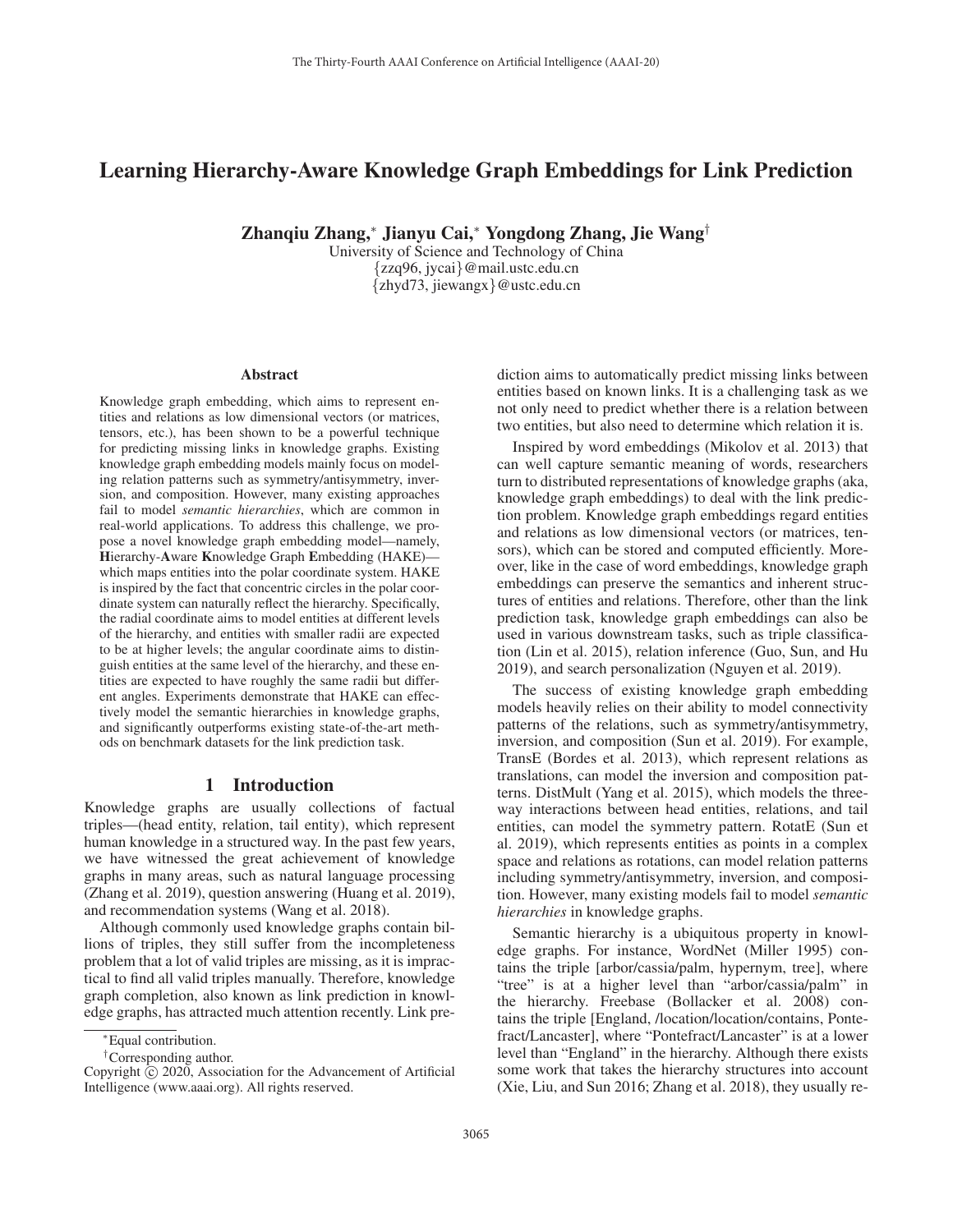# Learning Hierarchy-Aware Knowledge Graph Embeddings for Link Prediction

**Zhanqiu Zhang,[*] Jianyu Cai,[*] Yongdong Zhang, Jie Wang[†]**

University of Science and Technology of China
{zzq96, jycai}@mail.ustc.edu.cn
{zhyd73, jiewangx}@ustc.edu.cn

## Abstract

Knowledge graph embedding, which aims to represent entities and relations as low dimensional vectors (or matrices, tensors, etc.), has been shown to be a powerful technique for predicting missing links in knowledge graphs. Existing knowledge graph embedding models mainly focus on modeling relation patterns such as symmetry/antisymmetry, inversion, and composition. However, many existing approaches fail to model *semantic hierarchies*, which are common in real-world applications. To address this challenge, we propose a novel knowledge graph embedding model—namely, **H**ierarchy-**A**ware **K**nowledge Graph **E**mbedding (HAKE)—which maps entities into the polar coordinate system. HAKE is inspired by the fact that concentric circles in the polar coordinate system can naturally reflect the hierarchy. Specifically, the radial coordinate aims to model entities at different levels of the hierarchy, and entities with smaller radii are expected to be at higher levels; the angular coordinate aims to distinguish entities at the same level of the hierarchy, and these entities are expected to have roughly the same radii but different angles. Experiments demonstrate that HAKE can effectively model the semantic hierarchies in knowledge graphs, and significantly outperforms existing state-of-the-art methods on benchmark datasets for the link prediction task.

## 1 Introduction

Knowledge graphs are usually collections of factual triples—(head entity, relation, tail entity), which represent human knowledge in a structured way. In the past few years, we have witnessed the great achievement of knowledge graphs in many areas, such as natural language processing (Zhang et al. 2019), question answering (Huang et al. 2019), and recommendation systems (Wang et al. 2018).

Although commonly used knowledge graphs contain billions of triples, they still suffer from the incompleteness problem that a lot of valid triples are missing, as it is impractical to find all valid triples manually. Therefore, knowledge graph completion, also known as link prediction in knowledge graphs, has attracted much attention recently. Link prediction aims to automatically predict missing links between entities based on known links. It is a challenging task as we not only need to predict whether there is a relation between two entities, but also need to determine which relation it is.

Inspired by word embeddings (Mikolov et al. 2013) that can well capture semantic meaning of words, researchers turn to distributed representations of knowledge graphs (aka, knowledge graph embeddings) to deal with the link prediction problem. Knowledge graph embeddings regard entities and relations as low dimensional vectors (or matrices, tensors), which can be stored and computed efficiently. Moreover, like in the case of word embeddings, knowledge graph embeddings can preserve the semantics and inherent structures of entities and relations. Therefore, other than the link prediction task, knowledge graph embeddings can also be used in various downstream tasks, such as triple classification (Lin et al. 2015), relation inference (Guo, Sun, and Hu 2019), and search personalization (Nguyen et al. 2019).

The success of existing knowledge graph embedding models heavily relies on their ability to model connectivity patterns of the relations, such as symmetry/antisymmetry, inversion, and composition (Sun et al. 2019). For example, TransE (Bordes et al. 2013), which represent relations as translations, can model the inversion and composition patterns. DistMult (Yang et al. 2015), which models the three-way interactions between head entities, relations, and tail entities, can model the symmetry pattern. RotatE (Sun et al. 2019), which represents entities as points in a complex space and relations as rotations, can model relation patterns including symmetry/antisymmetry, inversion, and composition. However, many existing models fail to model *semantic hierarchies* in knowledge graphs.

Semantic hierarchy is a ubiquitous property in knowledge graphs. For instance, WordNet (Miller 1995) contains the triple [arbor/cassia/palm, hypernym, tree], where "tree" is at a higher level than "arbor/cassia/palm" in the hierarchy. Freebase (Bollacker et al. 2008) contains the triple [England, /location/location/contains, Pontefract/Lancaster], where "Pontefract/Lancaster" is at a lower level than "England" in the hierarchy. Although there exists some work that takes the hierarchy structures into account (Xie, Liu, and Sun 2016; Zhang et al. 2018), they usually re-

[*] Equal contribution.

[†] Corresponding author.

Copyright © 2020, Association for the Advancement of Artificial Intelligence (www.aaai.org). All rights reserved.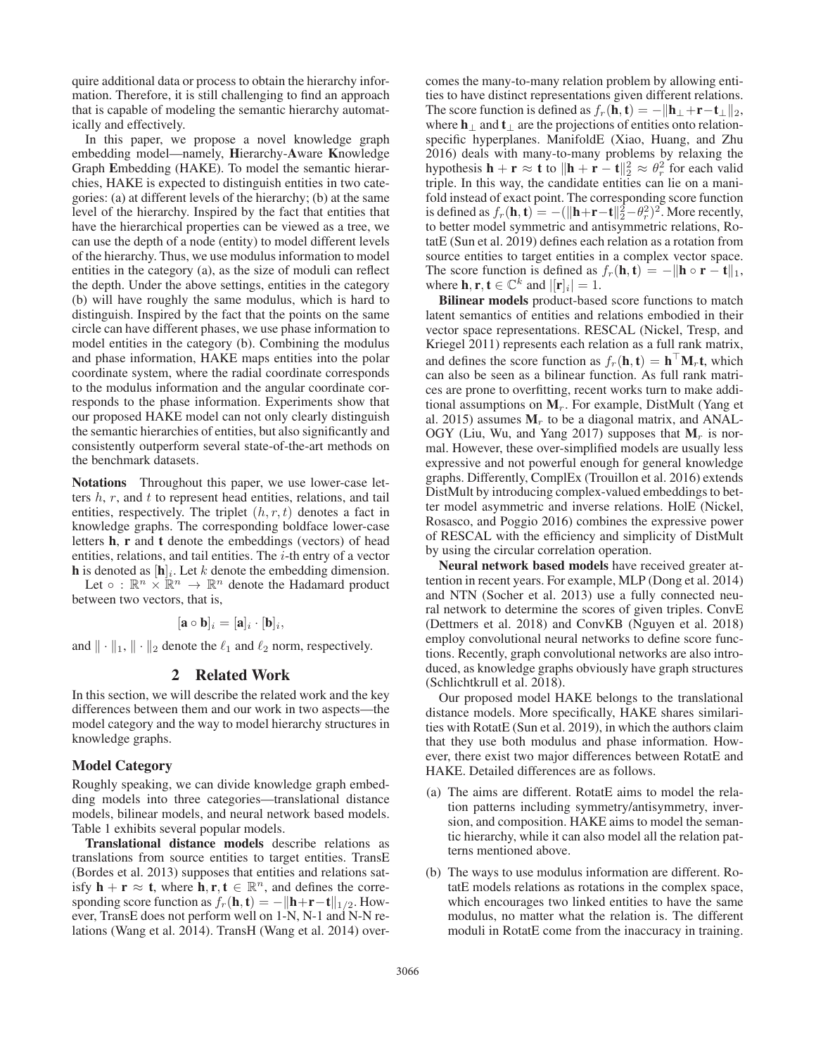quire additional data or process to obtain the hierarchy information. Therefore, it is still challenging to find an approach that is capable of modeling the semantic hierarchy automatically and effectively.

In this paper, we propose a novel knowledge graph embedding model—namely, **H**ierarchy-**A**ware **K**nowledge Graph **E**mbedding (HAKE). To model the semantic hierarchies, HAKE is expected to distinguish entities in two categories: (a) at different levels of the hierarchy; (b) at the same level of the hierarchy. Inspired by the fact that entities that have the hierarchical properties can be viewed as a tree, we can use the depth of a node (entity) to model different levels of the hierarchy. Thus, we use modulus information to model entities in the category (a), as the size of moduli can reflect the depth. Under the above settings, entities in the category (b) will have roughly the same modulus, which is hard to distinguish. Inspired by the fact that the points on the same circle can have different phases, we use phase information to model entities in the category (b). Combining the modulus and phase information, HAKE maps entities into the polar coordinate system, where the radial coordinate corresponds to the modulus information and the angular coordinate corresponds to the phase information. Experiments show that our proposed HAKE model can not only clearly distinguish the semantic hierarchies of entities, but also significantly and consistently outperform several state-of-the-art methods on the benchmark datasets.

**Notations** Throughout this paper, we use lower-case letters $h$, $r$, and $t$ to represent head entities, relations, and tail entities, respectively. The triplet $(h, r, t)$ denotes a fact in knowledge graphs. The corresponding boldface lower-case letters $\mathbf{h}$, $\mathbf{r}$ and $\mathbf{t}$ denote the embeddings (vectors) of head entities, relations, and tail entities. The $i$-th entry of a vector $\mathbf{h}$ is denoted as $[\mathbf{h}]_i$. Let $k$ denote the embedding dimension.

Let $\circ : \mathbb{R}^n \times \mathbb{R}^n \to \mathbb{R}^n$ denote the Hadamard product between two vectors, that is,

$$[\mathbf{a} \circ \mathbf{b}]_i = [\mathbf{a}]_i \cdot [\mathbf{b}]_i,$$

and $\|\cdot\|_1$, $\|\cdot\|_2$ denote the $\ell_1$ and $\ell_2$ norm, respectively.

## 2 Related Work

In this section, we will describe the related work and the key differences between them and our work in two aspects—the model category and the way to model hierarchy structures in knowledge graphs.

### Model Category

Roughly speaking, we can divide knowledge graph embedding models into three categories—translational distance models, bilinear models, and neural network based models. Table 1 exhibits several popular models.

**Translational distance models** describe relations as translations from source entities to target entities. TransE (Bordes et al. 2013) supposes that entities and relations satisfy $\mathbf{h} + \mathbf{r} \approx \mathbf{t}$, where $\mathbf{h}, \mathbf{r}, \mathbf{t} \in \mathbb{R}^n$, and defines the corresponding score function as $f_r(\mathbf{h}, \mathbf{t}) = -\|\mathbf{h}+\mathbf{r}-\mathbf{t}\|_{1/2}$. However, TransE does not perform well on 1-N, N-1 and N-N relations (Wang et al. 2014). TransH (Wang et al. 2014) overcomes the many-to-many relation problem by allowing entities to have distinct representations given different relations. The score function is defined as $f_r(\mathbf{h}, \mathbf{t}) = -\|\mathbf{h}_\perp + \mathbf{r} - \mathbf{t}_\perp\|_2$, where $\mathbf{h}_\perp$ and $\mathbf{t}_\perp$ are the projections of entities onto relation-specific hyperplanes. ManifoldE (Xiao, Huang, and Zhu 2016) deals with many-to-many problems by relaxing the hypothesis $\mathbf{h} + \mathbf{r} \approx \mathbf{t}$ to $\|\mathbf{h} + \mathbf{r} - \mathbf{t}\|_2^2 \approx \theta_r^2$ for each valid triple. In this way, the candidate entities can lie on a manifold instead of exact point. The corresponding score function is defined as $f_r(\mathbf{h}, \mathbf{t}) = -(\|\mathbf{h}+\mathbf{r}-\mathbf{t}\|_2^2 - \theta_r^2)^2$. More recently, to better model symmetric and antisymmetric relations, RotatE (Sun et al. 2019) defines each relation as a rotation from source entities to target entities in a complex vector space. The score function is defined as $f_r(\mathbf{h}, \mathbf{t}) = -\|\mathbf{h} \circ \mathbf{r} - \mathbf{t}\|_1$, where $\mathbf{h}, \mathbf{r}, \mathbf{t} \in \mathbb{C}^k$ and $|[\mathbf{r}]_i| = 1$.

**Bilinear models** product-based score functions to match latent semantics of entities and relations embodied in their vector space representations. RESCAL (Nickel, Tresp, and Kriegel 2011) represents each relation as a full rank matrix, and defines the score function as $f_r(\mathbf{h}, \mathbf{t}) = \mathbf{h}^\top \mathbf{M}_r \mathbf{t}$, which can also be seen as a bilinear function. As full rank matrices are prone to overfitting, recent works turn to make additional assumptions on $\mathbf{M}_r$. For example, DistMult (Yang et al. 2015) assumes $\mathbf{M}_r$ to be a diagonal matrix, and ANALOGY (Liu, Wu, and Yang 2017) supposes that $\mathbf{M}_r$ is normal. However, these over-simplified models are usually less expressive and not powerful enough for general knowledge graphs. Differently, ComplEx (Trouillon et al. 2016) extends DistMult by introducing complex-valued embeddings to better model asymmetric and inverse relations. HolE (Nickel, Rosasco, and Poggio 2016) combines the expressive power of RESCAL with the efficiency and simplicity of DistMult by using the circular correlation operation.

**Neural network based models** have received greater attention in recent years. For example, MLP (Dong et al. 2014) and NTN (Socher et al. 2013) use a fully connected neural network to determine the scores of given triples. ConvE (Dettmers et al. 2018) and ConvKB (Nguyen et al. 2018) employ convolutional neural networks to define score functions. Recently, graph convolutional networks are also introduced, as knowledge graphs obviously have graph structures (Schlichtkrull et al. 2018).

Our proposed model HAKE belongs to the translational distance models. More specifically, HAKE shares similarities with RotatE (Sun et al. 2019), in which the authors claim that they use both modulus and phase information. However, there exist two major differences between RotatE and HAKE. Detailed differences are as follows.

(a) The aims are different. RotatE aims to model the relation patterns including symmetry/antisymmetry, inversion, and composition. HAKE aims to model the semantic hierarchy, while it can also model all the relation patterns mentioned above.

(b) The ways to use modulus information are different. RotatE models relations as rotations in the complex space, which encourages two linked entities to have the same modulus, no matter what the relation is. The different moduli in RotatE come from the inaccuracy in training.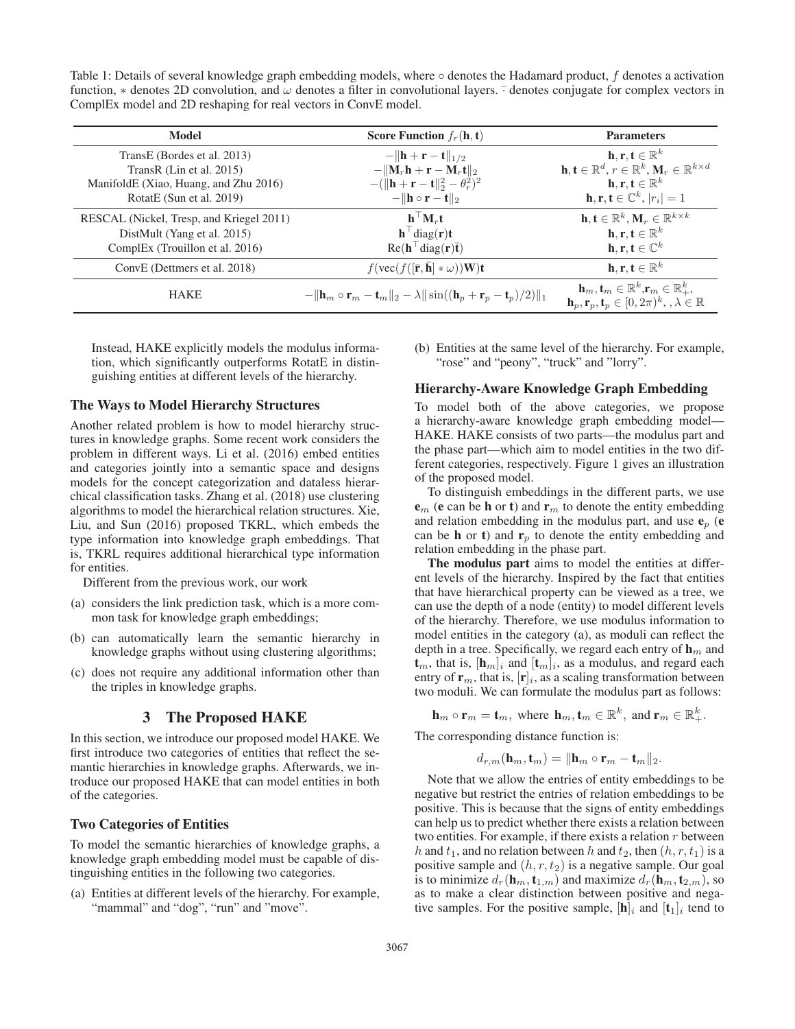Table 1: Details of several knowledge graph embedding models, where $\circ$ denotes the Hadamard product, $f$ denotes a activation function, $*$ denotes 2D convolution, and $\omega$ denotes a filter in convolutional layers. $\bar{\cdot}$ denotes conjugate for complex vectors in ComplEx model and 2D reshaping for real vectors in ConvE model.

| Model | Score Function $f_r(\mathbf{h}, \mathbf{t})$ | Parameters |
|---|---|---|
| TransE (Bordes et al. 2013) | $-\\|\mathbf{h} + \mathbf{r} - \mathbf{t}\\|_{1/2}$ | $\mathbf{h}, \mathbf{r}, \mathbf{t} \in \mathbb{R}^k$ |
| TransR (Lin et al. 2015) | $-\\|\mathbf{M}_r\mathbf{h} + \mathbf{r} - \mathbf{M}_r\mathbf{t}\\|_2$ | $\mathbf{h}, \mathbf{t} \in \mathbb{R}^d, r \in \mathbb{R}^k, \mathbf{M}_r \in \mathbb{R}^{k \times d}$ |
| ManifoldE (Xiao, Huang, and Zhu 2016) | $-(\\|\mathbf{h} + \mathbf{r} - \mathbf{t}\\|_2^2 - \theta_r^2)^2$ | $\mathbf{h}, \mathbf{r}, \mathbf{t} \in \mathbb{R}^k$ |
| RotatE (Sun et al. 2019) | $-\\|\mathbf{h} \circ \mathbf{r} - \mathbf{t}\\|_2$ | $\mathbf{h}, \mathbf{r}, \mathbf{t} \in \mathbb{C}^k, \|r_i\| = 1$ |
| RESCAL (Nickel, Tresp, and Kriegel 2011) | $\mathbf{h}^\top \mathbf{M}_r \mathbf{t}$ | $\mathbf{h}, \mathbf{t} \in \mathbb{R}^k, \mathbf{M}_r \in \mathbb{R}^{k \times k}$ |
| DistMult (Yang et al. 2015) | $\mathbf{h}^\top \text{diag}(\mathbf{r})\mathbf{t}$ | $\mathbf{h}, \mathbf{r}, \mathbf{t} \in \mathbb{R}^k$ |
| ComplEx (Trouillon et al. 2016) | $\text{Re}(\mathbf{h}^\top \text{diag}(\mathbf{r})\bar{\mathbf{t}})$ | $\mathbf{h}, \mathbf{r}, \mathbf{t} \in \mathbb{C}^k$ |
| ConvE (Dettmers et al. 2018) | $f(\text{vec}(f([\bar{\mathbf{r}}, \bar{\mathbf{h}}] * \omega))\mathbf{W})\mathbf{t}$ | $\mathbf{h}, \mathbf{r}, \mathbf{t} \in \mathbb{R}^k$ |
| HAKE | $-\\|\mathbf{h}_m \circ \mathbf{r}_m - \mathbf{t}_m\\|_2 - \lambda\\|\sin((\mathbf{h}_p + \mathbf{r}_p - \mathbf{t}_p)/2)\\|_1$ | $\mathbf{h}_m, \mathbf{t}_m \in \mathbb{R}^k, \mathbf{r}_m \in \mathbb{R}_+^k,$ $\mathbf{h}_p, \mathbf{r}_p, \mathbf{t}_p \in [0, 2\pi)^k, , \lambda \in \mathbb{R}$ |

Instead, HAKE explicitly models the modulus information, which significantly outperforms RotatE in distinguishing entities at different levels of the hierarchy.

### The Ways to Model Hierarchy Structures

Another related problem is how to model hierarchy structures in knowledge graphs. Some recent work considers the problem in different ways. Li et al. (2016) embed entities and categories jointly into a semantic space and designs models for the concept categorization and dataless hierarchical classification tasks. Zhang et al. (2018) use clustering algorithms to model the hierarchical relation structures. Xie, Liu, and Sun (2016) proposed TKRL, which embeds the type information into knowledge graph embeddings. That is, TKRL requires additional hierarchical type information for entities.

Different from the previous work, our work

(a) considers the link prediction task, which is a more common task for knowledge graph embeddings;

(b) can automatically learn the semantic hierarchy in knowledge graphs without using clustering algorithms;

(c) does not require any additional information other than the triples in knowledge graphs.

## 3 The Proposed HAKE

In this section, we introduce our proposed model HAKE. We first introduce two categories of entities that reflect the semantic hierarchies in knowledge graphs. Afterwards, we introduce our proposed HAKE that can model entities in both of the categories.

### Two Categories of Entities

To model the semantic hierarchies of knowledge graphs, a knowledge graph embedding model must be capable of distinguishing entities in the following two categories.

(a) Entities at different levels of the hierarchy. For example, "mammal" and "dog", "run" and "move".

(b) Entities at the same level of the hierarchy. For example, "rose" and "peony", "truck" and "lorry".

### Hierarchy-Aware Knowledge Graph Embedding

To model both of the above categories, we propose a hierarchy-aware knowledge graph embedding model—HAKE. HAKE consists of two parts—the modulus part and the phase part—which aim to model entities in the two different categories, respectively. Figure 1 gives an illustration of the proposed model.

To distinguish embeddings in the different parts, we use $\mathbf{e}_m$ ($\mathbf{e}$ can be $\mathbf{h}$ or $\mathbf{t}$) and $\mathbf{r}_m$ to denote the entity embedding and relation embedding in the modulus part, and use $\mathbf{e}_p$ ($\mathbf{e}$ can be $\mathbf{h}$ or $\mathbf{t}$) and $\mathbf{r}_p$ to denote the entity embedding and relation embedding in the phase part.

**The modulus part** aims to model the entities at different levels of the hierarchy. Inspired by the fact that entities that have hierarchical property can be viewed as a tree, we can use the depth of a node (entity) to model different levels of the hierarchy. Therefore, we use modulus information to model entities in the category (a), as moduli can reflect the depth in a tree. Specifically, we regard each entry of $\mathbf{h}_m$ and $\mathbf{t}_m$, that is, $[\mathbf{h}_m]_i$ and $[\mathbf{t}_m]_i$, as a modulus, and regard each entry of $\mathbf{r}_m$, that is, $[\mathbf{r}]_i$, as a scaling transformation between two moduli. We can formulate the modulus part as follows:

$$\mathbf{h}_m \circ \mathbf{r}_m = \mathbf{t}_m, \text{ where } \mathbf{h}_m, \mathbf{t}_m \in \mathbb{R}^k, \text{ and } \mathbf{r}_m \in \mathbb{R}_+^k.$$

The corresponding distance function is:

$$d_{r,m}(\mathbf{h}_m, \mathbf{t}_m) = \|\mathbf{h}_m \circ \mathbf{r}_m - \mathbf{t}_m\|_2.$$

Note that we allow the entries of entity embeddings to be negative but restrict the entries of relation embeddings to be positive. This is because that the signs of entity embeddings can help us to predict whether there exists a relation between two entities. For example, if there exists a relation $r$ between $h$ and $t_1$, and no relation between $h$ and $t_2$, then $(h, r, t_1)$ is a positive sample and $(h, r, t_2)$ is a negative sample. Our goal is to minimize $d_r(\mathbf{h}_m, \mathbf{t}_{1,m})$ and maximize $d_r(\mathbf{h}_m, \mathbf{t}_{2,m})$, so as to make a clear distinction between positive and negative samples. For the positive sample, $[\mathbf{h}]_i$ and $[\mathbf{t}_1]_i$ tend to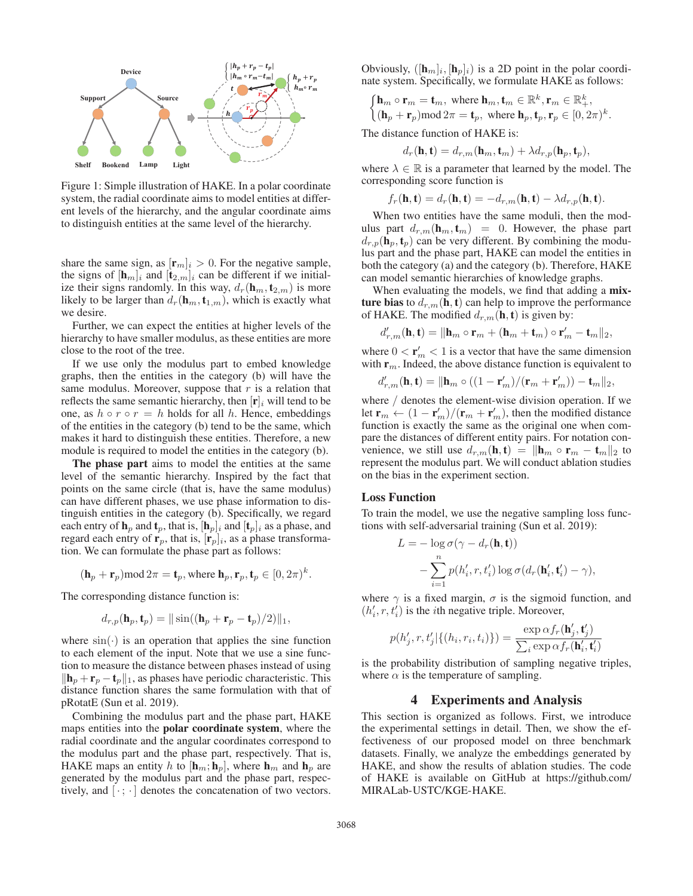Figure 1: Simple illustration of HAKE. In a polar coordinate system, the radial coordinate aims to model entities at different levels of the hierarchy, and the angular coordinate aims to distinguish entities at the same level of the hierarchy.

share the same sign, as $[\mathbf{r}_m]_i > 0$. For the negative sample, the signs of $[\mathbf{h}_m]_i$ and $[\mathbf{t}_{2,m}]_i$ can be different if we initialize their signs randomly. In this way, $d_r(\mathbf{h}_m, \mathbf{t}_{2,m})$ is more likely to be larger than $d_r(\mathbf{h}_m, \mathbf{t}_{1,m})$, which is exactly what we desire.

Further, we can expect the entities at higher levels of the hierarchy to have smaller modulus, as these entities are more close to the root of the tree.

If we use only the modulus part to embed knowledge graphs, then the entities in the category (b) will have the same modulus. Moreover, suppose that $r$ is a relation that reflects the same semantic hierarchy, then $[\mathbf{r}]_i$ will tend to be one, as $h \circ r \circ r = h$ holds for all $h$. Hence, embeddings of the entities in the category (b) tend to be the same, which makes it hard to distinguish these entities. Therefore, a new module is required to model the entities in the category (b).

**The phase part** aims to model the entities at the same level of the semantic hierarchy. Inspired by the fact that points on the same circle (that is, have the same modulus) can have different phases, we use phase information to distinguish entities in the category (b). Specifically, we regard each entry of $\mathbf{h}_p$ and $\mathbf{t}_p$, that is, $[\mathbf{h}_p]_i$ and $[\mathbf{t}_p]_i$ as a phase, and regard each entry of $\mathbf{r}_p$, that is, $[\mathbf{r}_p]_i$, as a phase transformation. We can formulate the phase part as follows:

$$(\mathbf{h}_p + \mathbf{r}_p) \bmod 2\pi = \mathbf{t}_p, \text{ where } \mathbf{h}_p, \mathbf{r}_p, \mathbf{t}_p \in [0, 2\pi)^k.$$

The corresponding distance function is:

$$d_{r,p}(\mathbf{h}_p, \mathbf{t}_p) = \|\sin((\mathbf{h}_p + \mathbf{r}_p - \mathbf{t}_p)/2)\|_1,$$

where $\sin(\cdot)$ is an operation that applies the sine function to each element of the input. Note that we use a sine function to measure the distance between phases instead of using $\|\mathbf{h}_p + \mathbf{r}_p - \mathbf{t}_p\|_1$, as phases have periodic characteristic. This distance function shares the same formulation with that of pRotatE (Sun et al. 2019).

Combining the modulus part and the phase part, HAKE maps entities into the **polar coordinate system**, where the radial coordinate and the angular coordinates correspond to the modulus part and the phase part, respectively. That is, HAKE maps an entity $h$ to $[\mathbf{h}_m; \mathbf{h}_p]$, where $\mathbf{h}_m$ and $\mathbf{h}_p$ are generated by the modulus part and the phase part, respectively, and $[\,\cdot\,;\,\cdot\,]$ denotes the concatenation of two vectors. Obviously, $([\mathbf{h}_m]_i, [\mathbf{h}_p]_i)$ is a 2D point in the polar coordinate system. Specifically, we formulate HAKE as follows:

$$\begin{cases} \mathbf{h}_m \circ \mathbf{r}_m = \mathbf{t}_m, \text{ where } \mathbf{h}_m, \mathbf{t}_m \in \mathbb{R}^k, \mathbf{r}_m \in \mathbb{R}_+^k, \\ (\mathbf{h}_p + \mathbf{r}_p) \bmod 2\pi = \mathbf{t}_p, \text{ where } \mathbf{h}_p, \mathbf{t}_p, \mathbf{r}_p \in [0, 2\pi)^k. \end{cases}$$

The distance function of HAKE is:

$$d_r(\mathbf{h}, \mathbf{t}) = d_{r,m}(\mathbf{h}_m, \mathbf{t}_m) + \lambda d_{r,p}(\mathbf{h}_p, \mathbf{t}_p),$$

where $\lambda \in \mathbb{R}$ is a parameter that learned by the model. The corresponding score function is

$$f_r(\mathbf{h}, \mathbf{t}) = d_r(\mathbf{h}, \mathbf{t}) = -d_{r,m}(\mathbf{h}, \mathbf{t}) - \lambda d_{r,p}(\mathbf{h}, \mathbf{t}).$$

When two entities have the same moduli, then the modulus part $d_{r,m}(\mathbf{h}_m, \mathbf{t}_m) = 0$. However, the phase part $d_{r,p}(\mathbf{h}_p, \mathbf{t}_p)$ can be very different. By combining the modulus part and the phase part, HAKE can model the entities in both the category (a) and the category (b). Therefore, HAKE can model semantic hierarchies of knowledge graphs.

When evaluating the models, we find that adding a **mixture bias** to $d_{r,m}(\mathbf{h}, \mathbf{t})$ can help to improve the performance of HAKE. The modified $d_{r,m}(\mathbf{h}, \mathbf{t})$ is given by:

$$d'_{r,m}(\mathbf{h}, \mathbf{t}) = \|\mathbf{h}_m \circ \mathbf{r}_m + (\mathbf{h}_m + \mathbf{t}_m) \circ \mathbf{r}'_m - \mathbf{t}_m\|_2,$$

where $0 < \mathbf{r}'_m < 1$ is a vector that have the same dimension with $\mathbf{r}_m$. Indeed, the above distance function is equivalent to

$$d'_{r,m}(\mathbf{h}, \mathbf{t}) = \|\mathbf{h}_m \circ ((1 - \mathbf{r}'_m)/(\mathbf{r}_m + \mathbf{r}'_m)) - \mathbf{t}_m\|_2,$$

where $/$ denotes the element-wise division operation. If we let $\mathbf{r}_m \leftarrow (1 - \mathbf{r}'_m)/(\mathbf{r}_m + \mathbf{r}'_m)$, then the modified distance function is exactly the same as the original one when compare the distances of different entity pairs. For notation convenience, we still use $d_{r,m}(\mathbf{h}, \mathbf{t}) = \|\mathbf{h}_m \circ \mathbf{r}_m - \mathbf{t}_m\|_2$ to represent the modulus part. We will conduct ablation studies on the bias in the experiment section.

### Loss Function

To train the model, we use the negative sampling loss functions with self-adversarial training (Sun et al. 2019):

$$L = -\log \sigma(\gamma - d_r(\mathbf{h}, \mathbf{t})) - \sum_{i=1}^{n} p(h'_i, r, t'_i) \log \sigma(d_r(\mathbf{h}'_i, \mathbf{t}'_i) - \gamma),$$

where $\gamma$ is a fixed margin, $\sigma$ is the sigmoid function, and $(h'_i, r, t'_i)$ is the $i$th negative triple. Moreover,

$$p(h'_j, r, t'_j | \{(h_i, r_i, t_i)\}) = \frac{\exp \alpha f_r(\mathbf{h}'_j, \mathbf{t}'_j)}{\sum_i \exp \alpha f_r(\mathbf{h}'_i, \mathbf{t}'_i)}$$

is the probability distribution of sampling negative triples, where $\alpha$ is the temperature of sampling.

## 4 Experiments and Analysis

This section is organized as follows. First, we introduce the experimental settings in detail. Then, we show the effectiveness of our proposed model on three benchmark datasets. Finally, we analyze the embeddings generated by HAKE, and show the results of ablation studies. The code of HAKE is available on GitHub at https://github.com/MIRALab-USTC/KGE-HAKE.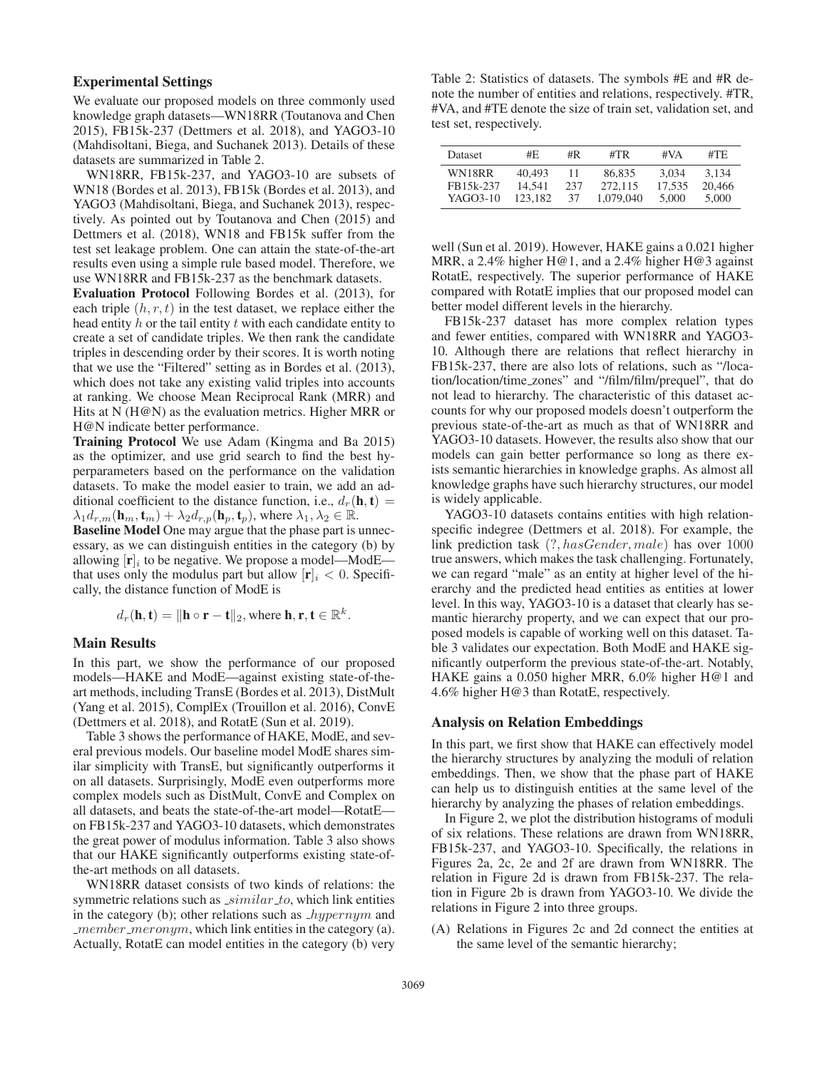## Experimental Settings

We evaluate our proposed models on three commonly used knowledge graph datasets—WN18RR (Toutanova and Chen 2015), FB15k-237 (Dettmers et al. 2018), and YAGO3-10 (Mahdisoltani, Biega, and Suchanek 2013). Details of these datasets are summarized in Table 2.

WN18RR, FB15k-237, and YAGO3-10 are subsets of WN18 (Bordes et al. 2013), FB15k (Bordes et al. 2013), and YAGO3 (Mahdisoltani, Biega, and Suchanek 2013), respectively. As pointed out by Toutanova and Chen (2015) and Dettmers et al. (2018), WN18 and FB15k suffer from the test set leakage problem. One can attain the state-of-the-art results even using a simple rule based model. Therefore, we use WN18RR and FB15k-237 as the benchmark datasets.

**Evaluation Protocol** Following Bordes et al. (2013), for each triple $(h, r, t)$ in the test dataset, we replace either the head entity $h$ or the tail entity $t$ with each candidate entity to create a set of candidate triples. We then rank the candidate triples in descending order by their scores. It is worth noting that we use the "Filtered" setting as in Bordes et al. (2013), which does not take any existing valid triples into accounts at ranking. We choose Mean Reciprocal Rank (MRR) and Hits at N (H@N) as the evaluation metrics. Higher MRR or H@N indicate better performance.

**Training Protocol** We use Adam (Kingma and Ba 2015) as the optimizer, and use grid search to find the best hyperparameters based on the performance on the validation datasets. To make the model easier to train, we add an additional coefficient to the distance function, i.e., $d_r(\mathbf{h}, \mathbf{t}) = \lambda_1 d_{r,m}(\mathbf{h}_m, \mathbf{t}_m) + \lambda_2 d_{r,p}(\mathbf{h}_p, \mathbf{t}_p)$, where $\lambda_1, \lambda_2 \in \mathbb{R}$.

**Baseline Model** One may argue that the phase part is unnecessary, as we can distinguish entities in the category (b) by allowing $[\mathbf{r}]_i$ to be negative. We propose a model—ModE—that uses only the modulus part but allow $[\mathbf{r}]_i < 0$. Specifically, the distance function of ModE is

$$d_r(\mathbf{h}, \mathbf{t}) = \|\mathbf{h} \circ \mathbf{r} - \mathbf{t}\|_2, \text{where } \mathbf{h}, \mathbf{r}, \mathbf{t} \in \mathbb{R}^k.$$

Table 2: Statistics of datasets. The symbols #E and #R denote the number of entities and relations, respectively. #TR, #VA, and #TE denote the size of train set, validation set, and test set, respectively.

| Dataset | #E | #R | #TR | #VA | #TE |
|---|---|---|---|---|---|
| WN18RR | 40,493 | 11 | 86,835 | 3,034 | 3,134 |
| FB15k-237 | 14,541 | 237 | 272,115 | 17,535 | 20,466 |
| YAGO3-10 | 123,182 | 37 | 1,079,040 | 5,000 | 5,000 |

## Main Results

In this part, we show the performance of our proposed models—HAKE and ModE—against existing state-of-the-art methods, including TransE (Bordes et al. 2013), DistMult (Yang et al. 2015), ComplEx (Trouillon et al. 2016), ConvE (Dettmers et al. 2018), and RotatE (Sun et al. 2019).

Table 3 shows the performance of HAKE, ModE, and several previous models. Our baseline model ModE shares similar simplicity with TransE, but significantly outperforms it on all datasets. Surprisingly, ModE even outperforms more complex models such as DistMult, ConvE and Complex on all datasets, and beats the state-of-the-art model—RotatE—on FB15k-237 and YAGO3-10 datasets, which demonstrates the great power of modulus information. Table 3 also shows that our HAKE significantly outperforms existing state-of-the-art methods on all datasets.

WN18RR dataset consists of two kinds of relations: the symmetric relations such as $\_similar\_to$, which link entities in the category (b); other relations such as $\_hypernym$ and $\_member\_meronym$, which link entities in the category (a). Actually, RotatE can model entities in the category (b) very well (Sun et al. 2019). However, HAKE gains a 0.021 higher MRR, a 2.4% higher H@1, and a 2.4% higher H@3 against RotatE, respectively. The superior performance of HAKE compared with RotatE implies that our proposed model can better model different levels in the hierarchy.

FB15k-237 dataset has more complex relation types and fewer entities, compared with WN18RR and YAGO3-10. Although there are relations that reflect hierarchy in FB15k-237, there are also lots of relations, such as "/location/location/time_zones" and "/film/film/prequel", that do not lead to hierarchy. The characteristic of this dataset accounts for why our proposed models doesn't outperform the previous state-of-the-art as much as that of WN18RR and YAGO3-10 datasets. However, the results also show that our models can gain better performance so long as there exists semantic hierarchies in knowledge graphs. As almost all knowledge graphs have such hierarchy structures, our model is widely applicable.

YAGO3-10 datasets contains entities with high relation-specific indegree (Dettmers et al. 2018). For example, the link prediction task $(?, hasGender, male)$ has over 1000 true answers, which makes the task challenging. Fortunately, we can regard "male" as an entity at higher level of the hierarchy and the predicted head entities as entities at lower level. In this way, YAGO3-10 is a dataset that clearly has semantic hierarchy property, and we can expect that our proposed models is capable of working well on this dataset. Table 3 validates our expectation. Both ModE and HAKE significantly outperform the previous state-of-the-art. Notably, HAKE gains a 0.050 higher MRR, 6.0% higher H@1 and 4.6% higher H@3 than RotatE, respectively.

## Analysis on Relation Embeddings

In this part, we first show that HAKE can effectively model the hierarchy structures by analyzing the moduli of relation embeddings. Then, we show that the phase part of HAKE can help us to distinguish entities at the same level of the hierarchy by analyzing the phases of relation embeddings.

In Figure 2, we plot the distribution histograms of moduli of six relations. These relations are drawn from WN18RR, FB15k-237, and YAGO3-10. Specifically, the relations in Figures 2a, 2c, 2e and 2f are drawn from WN18RR. The relation in Figure 2d is drawn from FB15k-237. The relation in Figure 2b is drawn from YAGO3-10. We divide the relations in Figure 2 into three groups.

(A) Relations in Figures 2c and 2d connect the entities at the same level of the semantic hierarchy;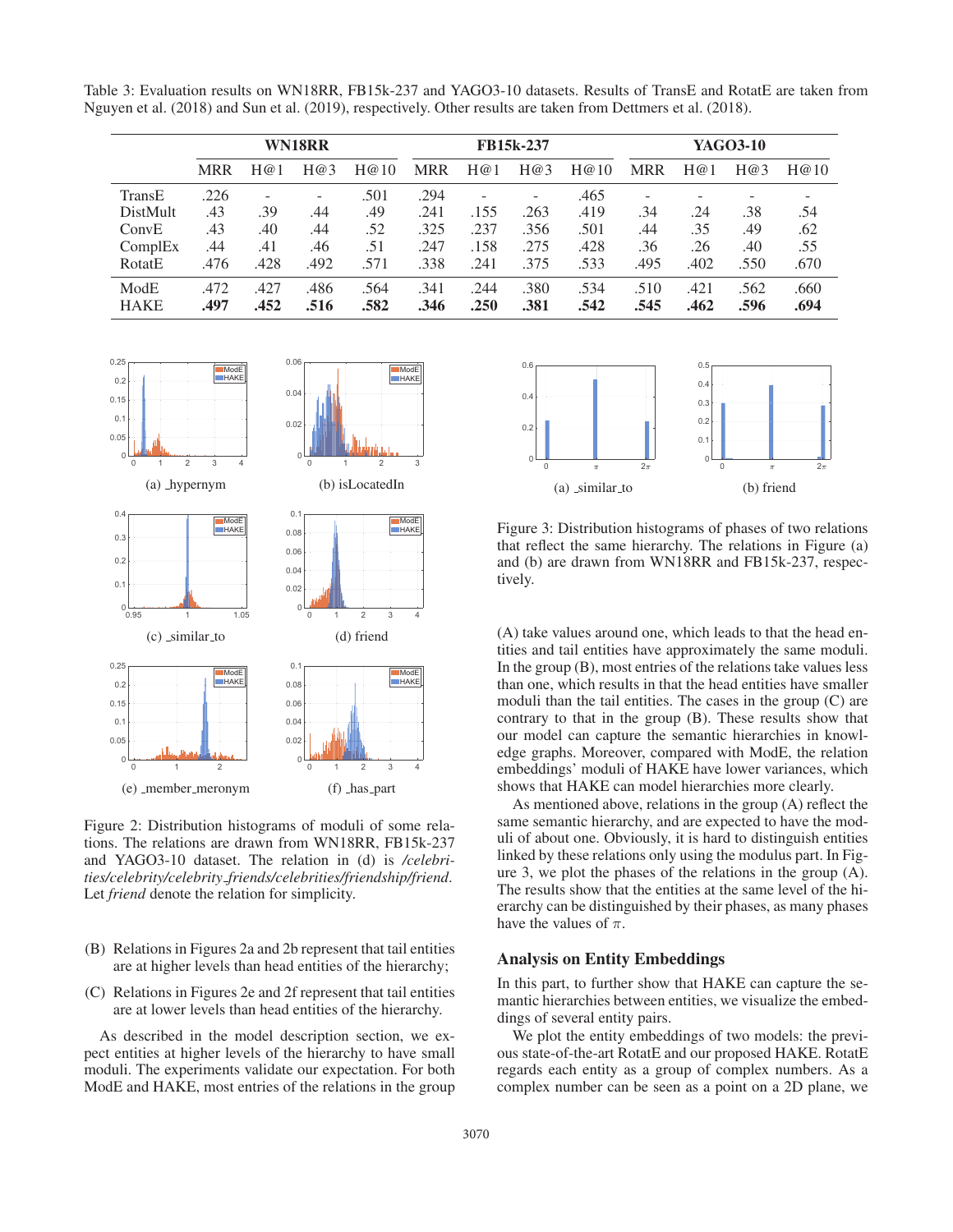Table 3: Evaluation results on WN18RR, FB15k-237 and YAGO3-10 datasets. Results of TransE and RotatE are taken from Nguyen et al. (2018) and Sun et al. (2019), respectively. Other results are taken from Dettmers et al. (2018).

| | **WN18RR** | | | | **FB15k-237** | | | | **YAGO3-10** | | | |
|---|---|---|---|---|---|---|---|---|---|---|---|---|
| | MRR | H@1 | H@3 | H@10 | MRR | H@1 | H@3 | H@10 | MRR | H@1 | H@3 | H@10 |
| TransE | .226 | - | - | .501 | .294 | - | - | .465 | - | - | - | - |
| DistMult | .43 | .39 | .44 | .49 | .241 | .155 | .263 | .419 | .34 | .24 | .38 | .54 |
| ConvE | .43 | .40 | .44 | .52 | .325 | .237 | .356 | .501 | .44 | .35 | .49 | .62 |
| ComplEx | .44 | .41 | .46 | .51 | .247 | .158 | .275 | .428 | .36 | .26 | .40 | .55 |
| RotatE | .476 | .428 | .492 | .571 | .338 | .241 | .375 | .533 | .495 | .402 | .550 | .670 |
| ModE | .472 | .427 | .486 | .564 | .341 | .244 | .380 | .534 | .510 | .421 | .562 | .660 |
| HAKE | **.497** | **.452** | **.516** | **.582** | **.346** | **.250** | **.381** | **.542** | **.545** | **.462** | **.596** | **.694** |

(a) _hypernym (b) isLocatedIn (c) _similar_to (d) friend (e) _member_meronym (f) _has_part

Figure 2: Distribution histograms of moduli of some relations. The relations are drawn from WN18RR, FB15k-237 and YAGO3-10 dataset. The relation in (d) is */celebrities/celebrity/celebrity_friends/celebrities/friendship/friend*. Let *friend* denote the relation for simplicity.

(B) Relations in Figures 2a and 2b represent that tail entities are at higher levels than head entities of the hierarchy;

(C) Relations in Figures 2e and 2f represent that tail entities are at lower levels than head entities of the hierarchy.

As described in the model description section, we expect entities at higher levels of the hierarchy to have small moduli. The experiments validate our expectation. For both ModE and HAKE, most entries of the relations in the group (A) take values around one, which leads to that the head entities and tail entities have approximately the same moduli. In the group (B), most entries of the relations take values less than one, which results in that the head entities have smaller moduli than the tail entities. The cases in the group (C) are contrary to that in the group (B). These results show that our model can capture the semantic hierarchies in knowledge graphs. Moreover, compared with ModE, the relation embeddings' moduli of HAKE have lower variances, which shows that HAKE can model hierarchies more clearly.

(a) _similar_to (b) friend

Figure 3: Distribution histograms of phases of two relations that reflect the same hierarchy. The relations in Figure (a) and (b) are drawn from WN18RR and FB15k-237, respectively.

As mentioned above, relations in the group (A) reflect the same semantic hierarchy, and are expected to have the moduli of about one. Obviously, it is hard to distinguish entities linked by these relations only using the modulus part. In Figure 3, we plot the phases of the relations in the group (A). The results show that the entities at the same level of the hierarchy can be distinguished by their phases, as many phases have the values of $\pi$.

## Analysis on Entity Embeddings

In this part, to further show that HAKE can capture the semantic hierarchies between entities, we visualize the embeddings of several entity pairs.

We plot the entity embeddings of two models: the previous state-of-the-art RotatE and our proposed HAKE. RotatE regards each entity as a group of complex numbers. As a complex number can be seen as a point on a 2D plane, we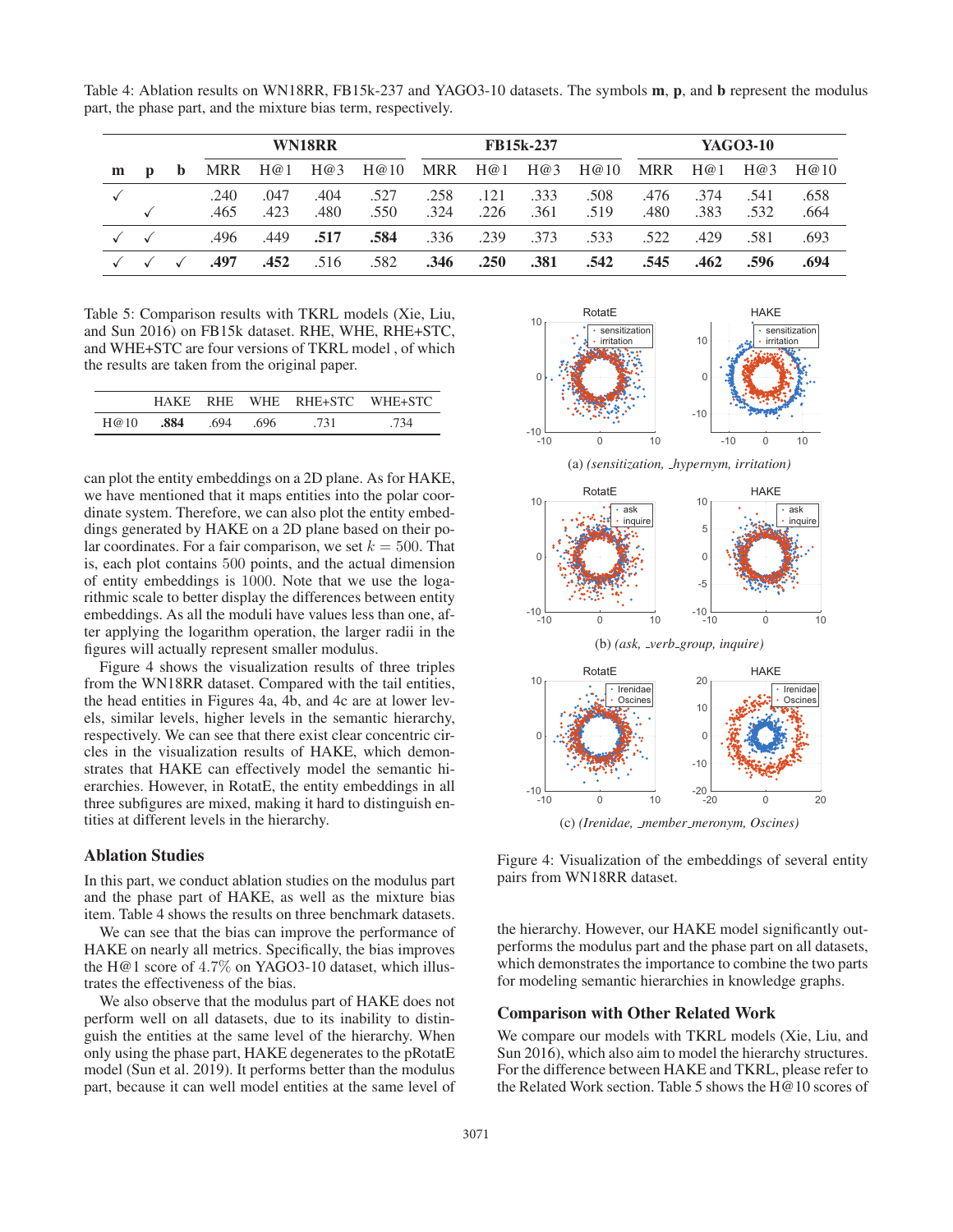Table 4: Ablation results on WN18RR, FB15k-237 and YAGO3-10 datasets. The symbols **m**, **p**, and **b** represent the modulus part, the phase part, and the mixture bias term, respectively.

| **m** | **p** | **b** | WN18RR | | | | FB15k-237 | | | | YAGO3-10 | | | |
|---|---|---|---|---|---|---|---|---|---|---|---|---|---|---|
| | | | MRR | H@1 | H@3 | H@10 | MRR | H@1 | H@3 | H@10 | MRR | H@1 | H@3 | H@10 |
| ✓ | | | .240 | .047 | .404 | .527 | .258 | .121 | .333 | .508 | .476 | .374 | .541 | .658 |
| | ✓ | | .465 | .423 | .480 | .550 | .324 | .226 | .361 | .519 | .480 | .383 | .532 | .664 |
| ✓ | ✓ | | .496 | .449 | **.517** | **.584** | .336 | .239 | .373 | .533 | .522 | .429 | .581 | .693 |
| ✓ | ✓ | ✓ | **.497** | **.452** | .516 | .582 | **.346** | **.250** | **.381** | **.542** | **.545** | **.462** | **.596** | **.694** |

Table 5: Comparison results with TKRL models (Xie, Liu, and Sun 2016) on FB15k dataset. RHE, WHE, RHE+STC, and WHE+STC are four versions of TKRL model , of which the results are taken from the original paper.

| | HAKE | RHE | WHE | RHE+STC | WHE+STC |
|---|---|---|---|---|---|
| H@10 | **.884** | .694 | .696 | .731 | .734 |

can plot the entity embeddings on a 2D plane. As for HAKE, we have mentioned that it maps entities into the polar coordinate system. Therefore, we can also plot the entity embeddings generated by HAKE on a 2D plane based on their polar coordinates. For a fair comparison, we set $k = 500$. That is, each plot contains 500 points, and the actual dimension of entity embeddings is 1000. Note that we use the logarithmic scale to better display the differences between entity embeddings. As all the moduli have values less than one, after applying the logarithm operation, the larger radii in the figures will actually represent smaller modulus.

Figure 4 shows the visualization results of three triples from the WN18RR dataset. Compared with the tail entities, the head entities in Figures 4a, 4b, and 4c are at lower levels, similar levels, higher levels in the semantic hierarchy, respectively. We can see that there exist clear concentric circles in the visualization results of HAKE, which demonstrates that HAKE can effectively model the semantic hierarchies. However, in RotatE, the entity embeddings in all three subfigures are mixed, making it hard to distinguish entities at different levels in the hierarchy.

(a) *(sensitization, _hypernym, irritation)*

(b) *(ask, _verb_group, inquire)*

(c) *(Irenidae, _member_meronym, Oscines)*

Figure 4: Visualization of the embeddings of several entity pairs from WN18RR dataset.

## Ablation Studies

In this part, we conduct ablation studies on the modulus part and the phase part of HAKE, as well as the mixture bias item. Table 4 shows the results on three benchmark datasets.

We can see that the bias can improve the performance of HAKE on nearly all metrics. Specifically, the bias improves the H@1 score of 4.7% on YAGO3-10 dataset, which illustrates the effectiveness of the bias.

We also observe that the modulus part of HAKE does not perform well on all datasets, due to its inability to distinguish the entities at the same level of the hierarchy. When only using the phase part, HAKE degenerates to the pRotatE model (Sun et al. 2019). It performs better than the modulus part, because it can well model entities at the same level of the hierarchy. However, our HAKE model significantly outperforms the modulus part and the phase part on all datasets, which demonstrates the importance to combine the two parts for modeling semantic hierarchies in knowledge graphs.

## Comparison with Other Related Work

We compare our models with TKRL models (Xie, Liu, and Sun 2016), which also aim to model the hierarchy structures. For the difference between HAKE and TKRL, please refer to the Related Work section. Table 5 shows the H@10 scores of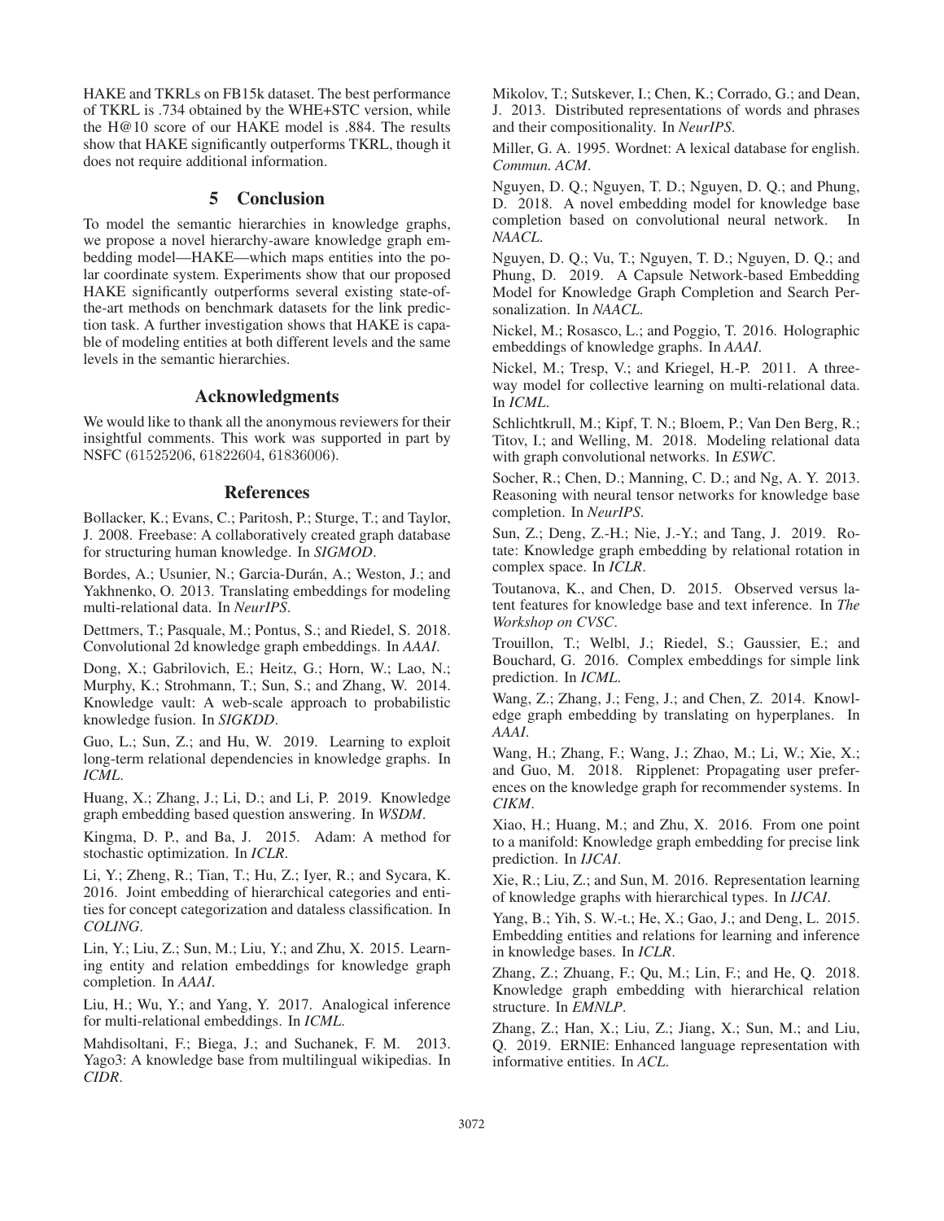HAKE and TKRLs on FB15k dataset. The best performance of TKRL is .734 obtained by the WHE+STC version, while the H@10 score of our HAKE model is .884. The results show that HAKE significantly outperforms TKRL, though it does not require additional information.

## 5 Conclusion

To model the semantic hierarchies in knowledge graphs, we propose a novel hierarchy-aware knowledge graph embedding model—HAKE—which maps entities into the polar coordinate system. Experiments show that our proposed HAKE significantly outperforms several existing state-of-the-art methods on benchmark datasets for the link prediction task. A further investigation shows that HAKE is capable of modeling entities at both different levels and the same levels in the semantic hierarchies.

## Acknowledgments

We would like to thank all the anonymous reviewers for their insightful comments. This work was supported in part by NSFC (61525206, 61822604, 61836006).

## References

Bollacker, K.; Evans, C.; Paritosh, P.; Sturge, T.; and Taylor, J. 2008. Freebase: A collaboratively created graph database for structuring human knowledge. In *SIGMOD*.

Bordes, A.; Usunier, N.; Garcia-Durán, A.; Weston, J.; and Yakhnenko, O. 2013. Translating embeddings for modeling multi-relational data. In *NeurIPS*.

Dettmers, T.; Pasquale, M.; Pontus, S.; and Riedel, S. 2018. Convolutional 2d knowledge graph embeddings. In *AAAI*.

Dong, X.; Gabrilovich, E.; Heitz, G.; Horn, W.; Lao, N.; Murphy, K.; Strohmann, T.; Sun, S.; and Zhang, W. 2014. Knowledge vault: A web-scale approach to probabilistic knowledge fusion. In *SIGKDD*.

Guo, L.; Sun, Z.; and Hu, W. 2019. Learning to exploit long-term relational dependencies in knowledge graphs. In *ICML*.

Huang, X.; Zhang, J.; Li, D.; and Li, P. 2019. Knowledge graph embedding based question answering. In *WSDM*.

Kingma, D. P., and Ba, J. 2015. Adam: A method for stochastic optimization. In *ICLR*.

Li, Y.; Zheng, R.; Tian, T.; Hu, Z.; Iyer, R.; and Sycara, K. 2016. Joint embedding of hierarchical categories and entities for concept categorization and dataless classification. In *COLING*.

Lin, Y.; Liu, Z.; Sun, M.; Liu, Y.; and Zhu, X. 2015. Learning entity and relation embeddings for knowledge graph completion. In *AAAI*.

Liu, H.; Wu, Y.; and Yang, Y. 2017. Analogical inference for multi-relational embeddings. In *ICML*.

Mahdisoltani, F.; Biega, J.; and Suchanek, F. M. 2013. Yago3: A knowledge base from multilingual wikipedias. In *CIDR*.

Mikolov, T.; Sutskever, I.; Chen, K.; Corrado, G.; and Dean, J. 2013. Distributed representations of words and phrases and their compositionality. In *NeurIPS*.

Miller, G. A. 1995. Wordnet: A lexical database for english. *Commun. ACM*.

Nguyen, D. Q.; Nguyen, T. D.; Nguyen, D. Q.; and Phung, D. 2018. A novel embedding model for knowledge base completion based on convolutional neural network. In *NAACL*.

Nguyen, D. Q.; Vu, T.; Nguyen, T. D.; Nguyen, D. Q.; and Phung, D. 2019. A Capsule Network-based Embedding Model for Knowledge Graph Completion and Search Personalization. In *NAACL*.

Nickel, M.; Rosasco, L.; and Poggio, T. 2016. Holographic embeddings of knowledge graphs. In *AAAI*.

Nickel, M.; Tresp, V.; and Kriegel, H.-P. 2011. A three-way model for collective learning on multi-relational data. In *ICML*.

Schlichtkrull, M.; Kipf, T. N.; Bloem, P.; Van Den Berg, R.; Titov, I.; and Welling, M. 2018. Modeling relational data with graph convolutional networks. In *ESWC*.

Socher, R.; Chen, D.; Manning, C. D.; and Ng, A. Y. 2013. Reasoning with neural tensor networks for knowledge base completion. In *NeurIPS*.

Sun, Z.; Deng, Z.-H.; Nie, J.-Y.; and Tang, J. 2019. Rotate: Knowledge graph embedding by relational rotation in complex space. In *ICLR*.

Toutanova, K., and Chen, D. 2015. Observed versus latent features for knowledge base and text inference. In *The Workshop on CVSC*.

Trouillon, T.; Welbl, J.; Riedel, S.; Gaussier, E.; and Bouchard, G. 2016. Complex embeddings for simple link prediction. In *ICML*.

Wang, Z.; Zhang, J.; Feng, J.; and Chen, Z. 2014. Knowledge graph embedding by translating on hyperplanes. In *AAAI*.

Wang, H.; Zhang, F.; Wang, J.; Zhao, M.; Li, W.; Xie, X.; and Guo, M. 2018. Ripplenet: Propagating user preferences on the knowledge graph for recommender systems. In *CIKM*.

Xiao, H.; Huang, M.; and Zhu, X. 2016. From one point to a manifold: Knowledge graph embedding for precise link prediction. In *IJCAI*.

Xie, R.; Liu, Z.; and Sun, M. 2016. Representation learning of knowledge graphs with hierarchical types. In *IJCAI*.

Yang, B.; Yih, S. W.-t.; He, X.; Gao, J.; and Deng, L. 2015. Embedding entities and relations for learning and inference in knowledge bases. In *ICLR*.

Zhang, Z.; Zhuang, F.; Qu, M.; Lin, F.; and He, Q. 2018. Knowledge graph embedding with hierarchical relation structure. In *EMNLP*.

Zhang, Z.; Han, X.; Liu, Z.; Jiang, X.; Sun, M.; and Liu, Q. 2019. ERNIE: Enhanced language representation with informative entities. In *ACL*.